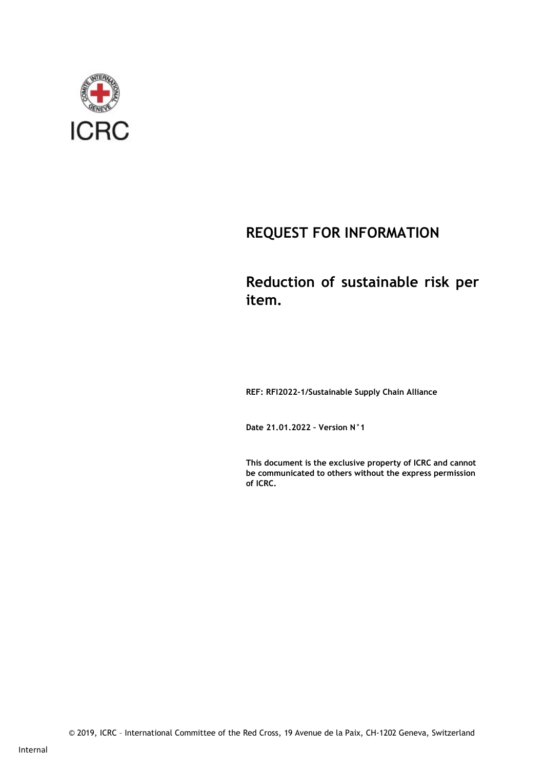ICRC

# REQUEST FOR INFORMATION

## Reduction of sustainable risk per item.

**REF: RFI2022-1/Sustainable Supply Chain Alliance**

**Date 21.01.2022 – Version N°1**

**This document is the exclusive property of ICRC and cannot be communicated to others without the express permission of ICRC.**

© 2019, ICRC – International Committee of the Red Cross, 19 Avenue de la Paix, CH-1202 Geneva, Switzerland

Internal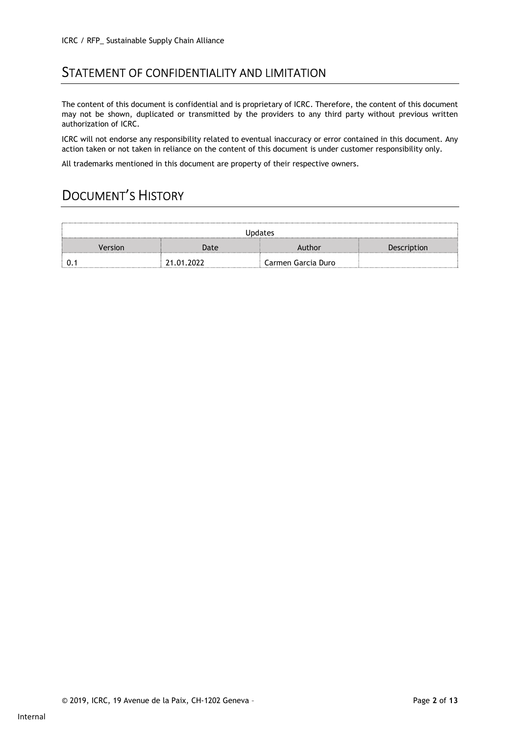# STATEMENT OF CONFIDENTIALITY AND LIMITATION

The content of this document is confidential and is proprietary of ICRC. Therefore, the content of this document may not be shown, duplicated or transmitted by the providers to any third party without previous written authorization of ICRC.

ICRC will not endorse any responsibility related to eventual inaccuracy or error contained in this document. Any action taken or not taken in reliance on the content of this document is under customer responsibility only.

All trademarks mentioned in this document are property of their respective owners.

# DOCUMENT'S HISTORY

| Updates | | | |
|---|---|---|---|
| Version | Date | Author | Description |
| 0.1 | 21.01.2022 | Carmen Garcia Duro | |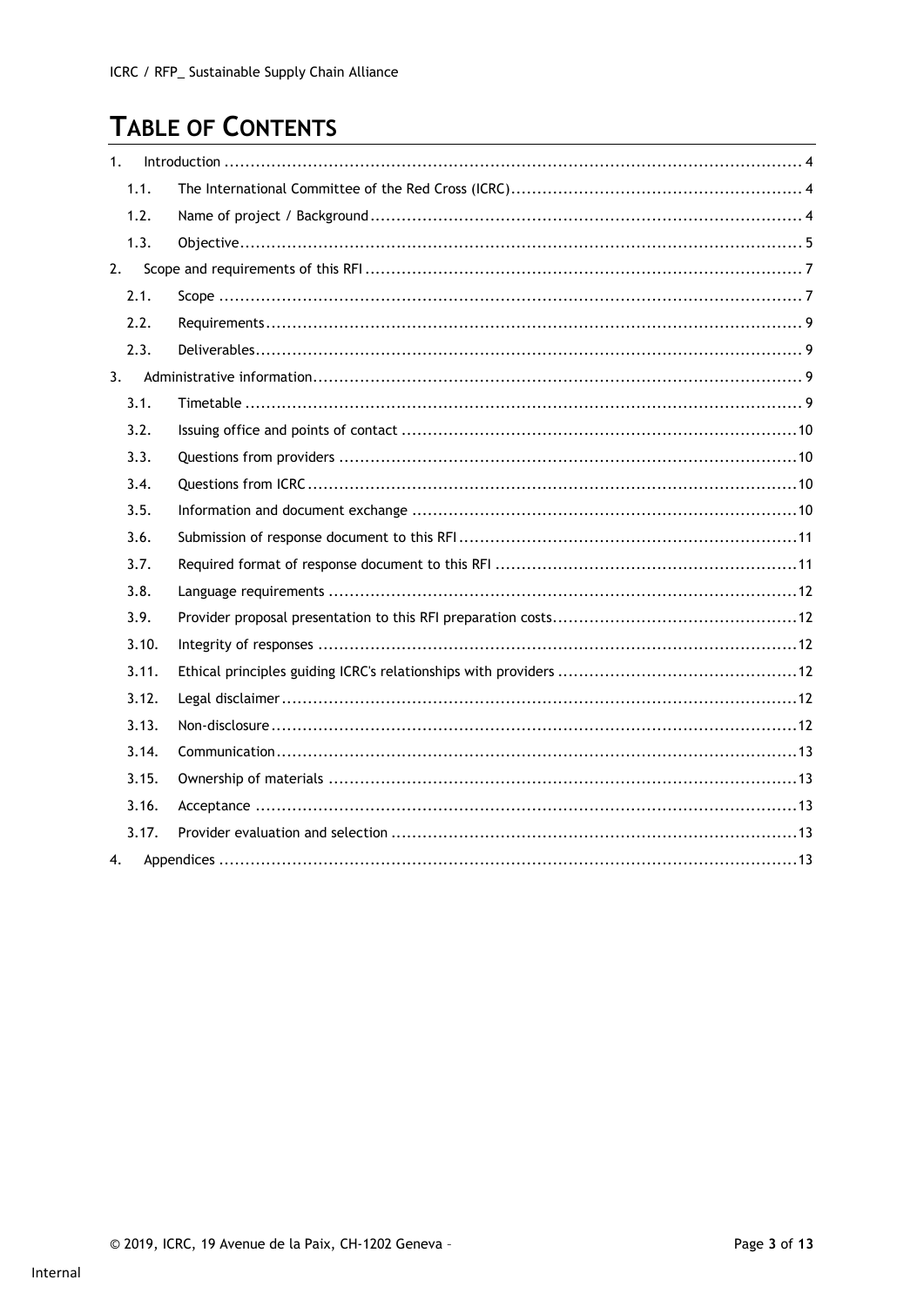# TABLE OF CONTENTS

1. Introduction ........ 4
   - 1.1. The International Committee of the Red Cross (ICRC) ........ 4
   - 1.2. Name of project / Background ........ 4
   - 1.3. Objective ........ 5
2. Scope and requirements of this RFI ........ 7
   - 2.1. Scope ........ 7
   - 2.2. Requirements ........ 9
   - 2.3. Deliverables ........ 9
3. Administrative information ........ 9
   - 3.1. Timetable ........ 9
   - 3.2. Issuing office and points of contact ........ 10
   - 3.3. Questions from providers ........ 10
   - 3.4. Questions from ICRC ........ 10
   - 3.5. Information and document exchange ........ 10
   - 3.6. Submission of response document to this RFI ........ 11
   - 3.7. Required format of response document to this RFI ........ 11
   - 3.8. Language requirements ........ 12
   - 3.9. Provider proposal presentation to this RFI preparation costs ........ 12
   - 3.10. Integrity of responses ........ 12
   - 3.11. Ethical principles guiding ICRC's relationships with providers ........ 12
   - 3.12. Legal disclaimer ........ 12
   - 3.13. Non-disclosure ........ 12
   - 3.14. Communication ........ 13
   - 3.15. Ownership of materials ........ 13
   - 3.16. Acceptance ........ 13
   - 3.17. Provider evaluation and selection ........ 13
4. Appendices ........ 13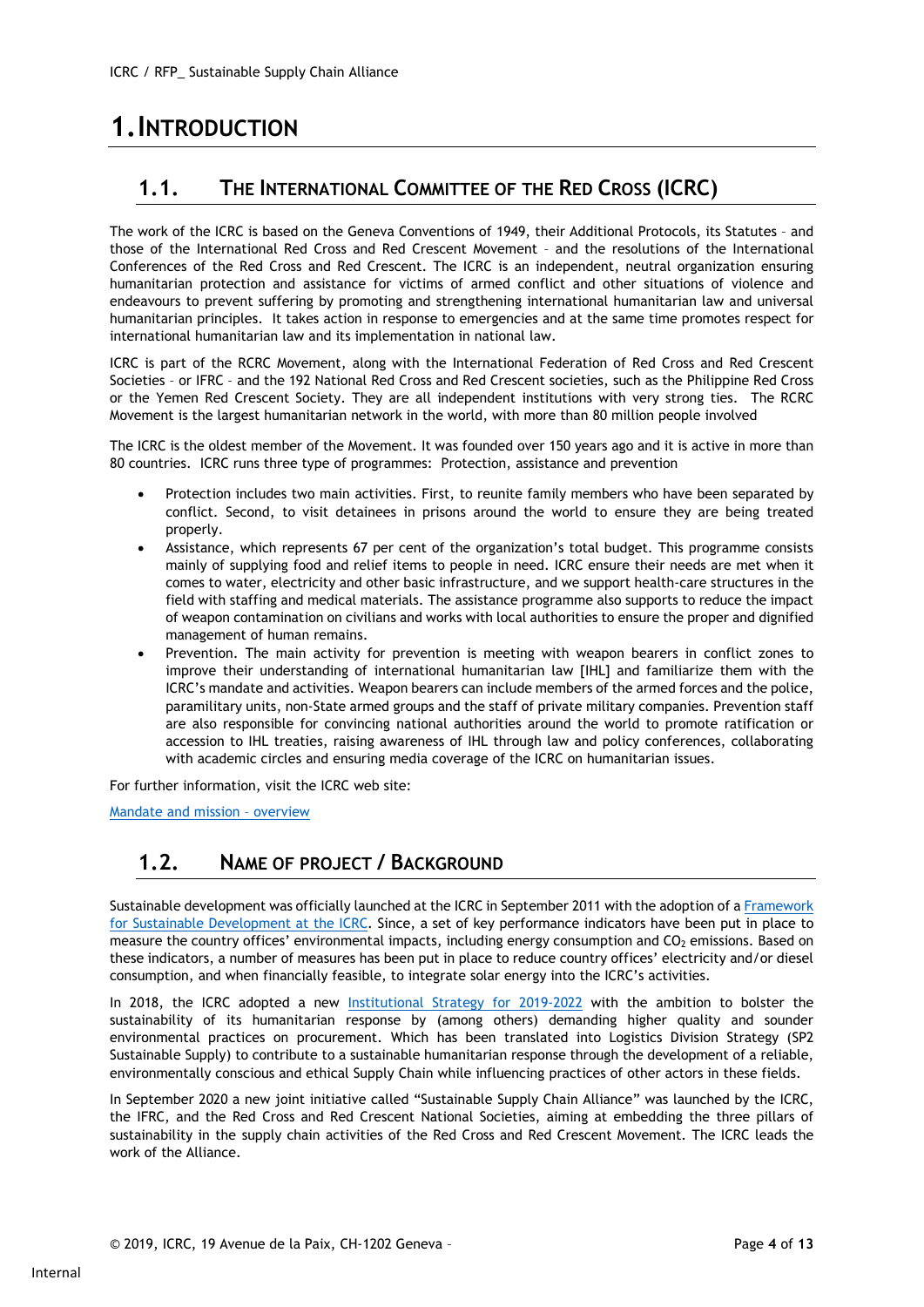# 1. Introduction

## 1.1. The International Committee of the Red Cross (ICRC)

The work of the ICRC is based on the Geneva Conventions of 1949, their Additional Protocols, its Statutes – and those of the International Red Cross and Red Crescent Movement – and the resolutions of the International Conferences of the Red Cross and Red Crescent. The ICRC is an independent, neutral organization ensuring humanitarian protection and assistance for victims of armed conflict and other situations of violence and endeavours to prevent suffering by promoting and strengthening international humanitarian law and universal humanitarian principles. It takes action in response to emergencies and at the same time promotes respect for international humanitarian law and its implementation in national law.

ICRC is part of the RCRC Movement, along with the International Federation of Red Cross and Red Crescent Societies – or IFRC – and the 192 National Red Cross and Red Crescent societies, such as the Philippine Red Cross or the Yemen Red Crescent Society. They are all independent institutions with very strong ties. The RCRC Movement is the largest humanitarian network in the world, with more than 80 million people involved

The ICRC is the oldest member of the Movement. It was founded over 150 years ago and it is active in more than 80 countries. ICRC runs three type of programmes: Protection, assistance and prevention

- Protection includes two main activities. First, to reunite family members who have been separated by conflict. Second, to visit detainees in prisons around the world to ensure they are being treated properly.
- Assistance, which represents 67 per cent of the organization's total budget. This programme consists mainly of supplying food and relief items to people in need. ICRC ensure their needs are met when it comes to water, electricity and other basic infrastructure, and we support health-care structures in the field with staffing and medical materials. The assistance programme also supports to reduce the impact of weapon contamination on civilians and works with local authorities to ensure the proper and dignified management of human remains.
- Prevention. The main activity for prevention is meeting with weapon bearers in conflict zones to improve their understanding of international humanitarian law [IHL] and familiarize them with the ICRC's mandate and activities. Weapon bearers can include members of the armed forces and the police, paramilitary units, non-State armed groups and the staff of private military companies. Prevention staff are also responsible for convincing national authorities around the world to promote ratification or accession to IHL treaties, raising awareness of IHL through law and policy conferences, collaborating with academic circles and ensuring media coverage of the ICRC on humanitarian issues.

For further information, visit the ICRC web site:

Mandate and mission – overview

## 1.2. Name of project / Background

Sustainable development was officially launched at the ICRC in September 2011 with the adoption of a Framework for Sustainable Development at the ICRC. Since, a set of key performance indicators have been put in place to measure the country offices' environmental impacts, including energy consumption and $CO_2$ emissions. Based on these indicators, a number of measures has been put in place to reduce country offices' electricity and/or diesel consumption, and when financially feasible, to integrate solar energy into the ICRC's activities.

In 2018, the ICRC adopted a new Institutional Strategy for 2019-2022 with the ambition to bolster the sustainability of its humanitarian response by (among others) demanding higher quality and sounder environmental practices on procurement. Which has been translated into Logistics Division Strategy (SP2 Sustainable Supply) to contribute to a sustainable humanitarian response through the development of a reliable, environmentally conscious and ethical Supply Chain while influencing practices of other actors in these fields.

In September 2020 a new joint initiative called "Sustainable Supply Chain Alliance" was launched by the ICRC, the IFRC, and the Red Cross and Red Crescent National Societies, aiming at embedding the three pillars of sustainability in the supply chain activities of the Red Cross and Red Crescent Movement. The ICRC leads the work of the Alliance.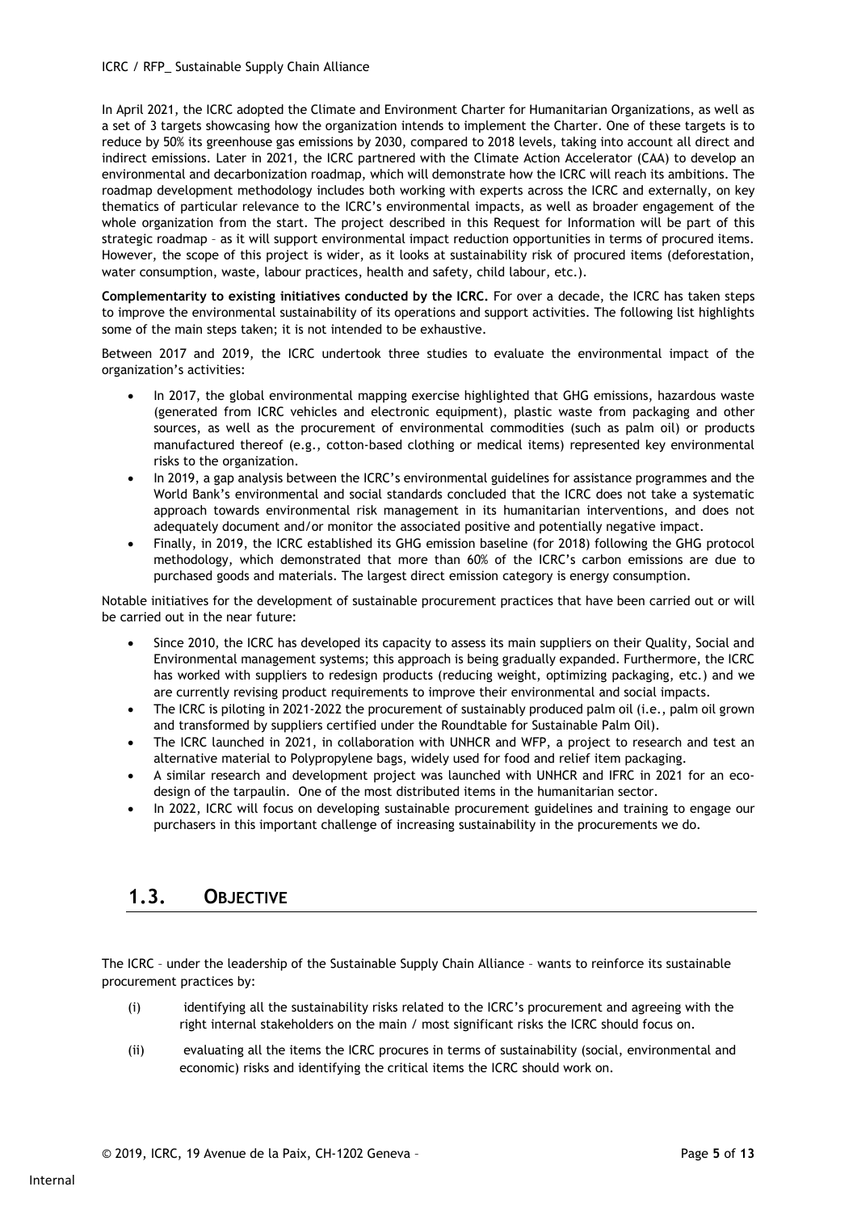In April 2021, the ICRC adopted the Climate and Environment Charter for Humanitarian Organizations, as well as a set of 3 targets showcasing how the organization intends to implement the Charter. One of these targets is to reduce by 50% its greenhouse gas emissions by 2030, compared to 2018 levels, taking into account all direct and indirect emissions. Later in 2021, the ICRC partnered with the Climate Action Accelerator (CAA) to develop an environmental and decarbonization roadmap, which will demonstrate how the ICRC will reach its ambitions. The roadmap development methodology includes both working with experts across the ICRC and externally, on key thematics of particular relevance to the ICRC's environmental impacts, as well as broader engagement of the whole organization from the start. The project described in this Request for Information will be part of this strategic roadmap – as it will support environmental impact reduction opportunities in terms of procured items. However, the scope of this project is wider, as it looks at sustainability risk of procured items (deforestation, water consumption, waste, labour practices, health and safety, child labour, etc.).

**Complementarity to existing initiatives conducted by the ICRC.** For over a decade, the ICRC has taken steps to improve the environmental sustainability of its operations and support activities. The following list highlights some of the main steps taken; it is not intended to be exhaustive.

Between 2017 and 2019, the ICRC undertook three studies to evaluate the environmental impact of the organization's activities:

- In 2017, the global environmental mapping exercise highlighted that GHG emissions, hazardous waste (generated from ICRC vehicles and electronic equipment), plastic waste from packaging and other sources, as well as the procurement of environmental commodities (such as palm oil) or products manufactured thereof (e.g., cotton-based clothing or medical items) represented key environmental risks to the organization.
- In 2019, a gap analysis between the ICRC's environmental guidelines for assistance programmes and the World Bank's environmental and social standards concluded that the ICRC does not take a systematic approach towards environmental risk management in its humanitarian interventions, and does not adequately document and/or monitor the associated positive and potentially negative impact.
- Finally, in 2019, the ICRC established its GHG emission baseline (for 2018) following the GHG protocol methodology, which demonstrated that more than 60% of the ICRC's carbon emissions are due to purchased goods and materials. The largest direct emission category is energy consumption.

Notable initiatives for the development of sustainable procurement practices that have been carried out or will be carried out in the near future:

- Since 2010, the ICRC has developed its capacity to assess its main suppliers on their Quality, Social and Environmental management systems; this approach is being gradually expanded. Furthermore, the ICRC has worked with suppliers to redesign products (reducing weight, optimizing packaging, etc.) and we are currently revising product requirements to improve their environmental and social impacts.
- The ICRC is piloting in 2021-2022 the procurement of sustainably produced palm oil (i.e., palm oil grown and transformed by suppliers certified under the Roundtable for Sustainable Palm Oil).
- The ICRC launched in 2021, in collaboration with UNHCR and WFP, a project to research and test an alternative material to Polypropylene bags, widely used for food and relief item packaging.
- A similar research and development project was launched with UNHCR and IFRC in 2021 for an eco-design of the tarpaulin. One of the most distributed items in the humanitarian sector.
- In 2022, ICRC will focus on developing sustainable procurement guidelines and training to engage our purchasers in this important challenge of increasing sustainability in the procurements we do.

## 1.3. OBJECTIVE

The ICRC – under the leadership of the Sustainable Supply Chain Alliance – wants to reinforce its sustainable procurement practices by:

(i) identifying all the sustainability risks related to the ICRC's procurement and agreeing with the right internal stakeholders on the main / most significant risks the ICRC should focus on.

(ii) evaluating all the items the ICRC procures in terms of sustainability (social, environmental and economic) risks and identifying the critical items the ICRC should work on.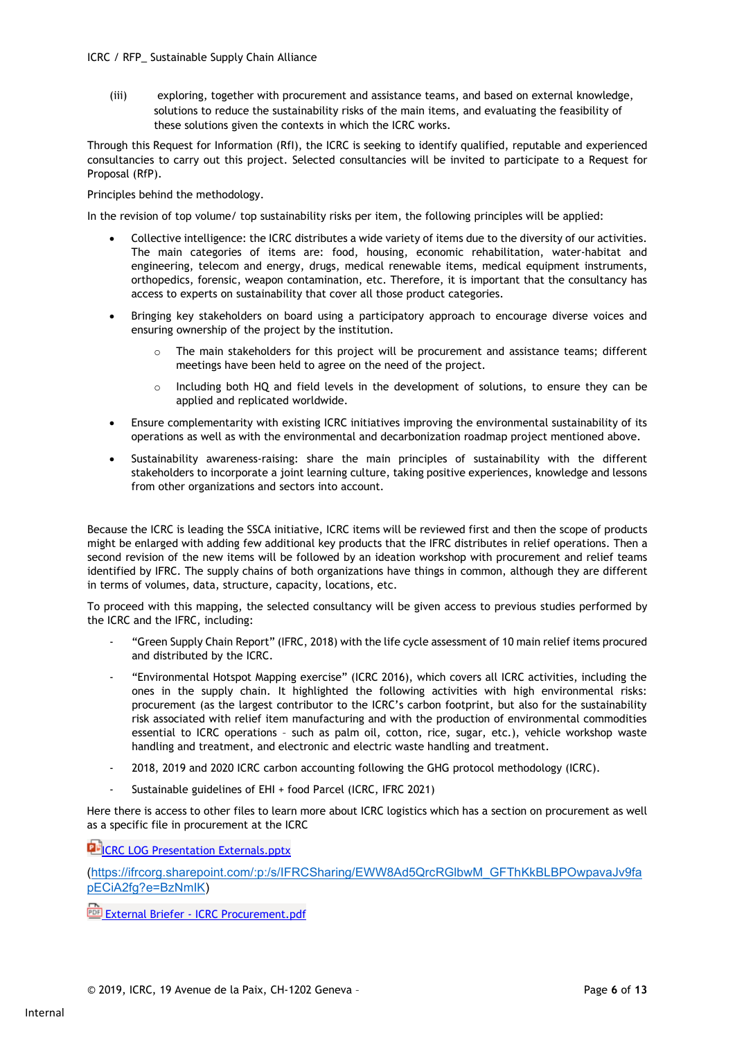(iii) exploring, together with procurement and assistance teams, and based on external knowledge, solutions to reduce the sustainability risks of the main items, and evaluating the feasibility of these solutions given the contexts in which the ICRC works.

Through this Request for Information (RfI), the ICRC is seeking to identify qualified, reputable and experienced consultancies to carry out this project. Selected consultancies will be invited to participate to a Request for Proposal (RfP).

Principles behind the methodology.

In the revision of top volume/ top sustainability risks per item, the following principles will be applied:

- Collective intelligence: the ICRC distributes a wide variety of items due to the diversity of our activities. The main categories of items are: food, housing, economic rehabilitation, water-habitat and engineering, telecom and energy, drugs, medical renewable items, medical equipment instruments, orthopedics, forensic, weapon contamination, etc. Therefore, it is important that the consultancy has access to experts on sustainability that cover all those product categories.
- Bringing key stakeholders on board using a participatory approach to encourage diverse voices and ensuring ownership of the project by the institution.
    - The main stakeholders for this project will be procurement and assistance teams; different meetings have been held to agree on the need of the project.
    - Including both HQ and field levels in the development of solutions, to ensure they can be applied and replicated worldwide.
- Ensure complementarity with existing ICRC initiatives improving the environmental sustainability of its operations as well as with the environmental and decarbonization roadmap project mentioned above.
- Sustainability awareness-raising: share the main principles of sustainability with the different stakeholders to incorporate a joint learning culture, taking positive experiences, knowledge and lessons from other organizations and sectors into account.

Because the ICRC is leading the SSCA initiative, ICRC items will be reviewed first and then the scope of products might be enlarged with adding few additional key products that the IFRC distributes in relief operations. Then a second revision of the new items will be followed by an ideation workshop with procurement and relief teams identified by IFRC. The supply chains of both organizations have things in common, although they are different in terms of volumes, data, structure, capacity, locations, etc.

To proceed with this mapping, the selected consultancy will be given access to previous studies performed by the ICRC and the IFRC, including:

- "Green Supply Chain Report" (IFRC, 2018) with the life cycle assessment of 10 main relief items procured and distributed by the ICRC.
- "Environmental Hotspot Mapping exercise" (ICRC 2016), which covers all ICRC activities, including the ones in the supply chain. It highlighted the following activities with high environmental risks: procurement (as the largest contributor to the ICRC's carbon footprint, but also for the sustainability risk associated with relief item manufacturing and with the production of environmental commodities essential to ICRC operations – such as palm oil, cotton, rice, sugar, etc.), vehicle workshop waste handling and treatment, and electronic and electric waste handling and treatment.
- 2018, 2019 and 2020 ICRC carbon accounting following the GHG protocol methodology (ICRC).
- Sustainable guidelines of EHI + food Parcel (ICRC, IFRC 2021)

Here there is access to other files to learn more about ICRC logistics which has a section on procurement as well as a specific file in procurement at the ICRC

ICRC LOG Presentation Externals.pptx

(https://ifrcorg.sharepoint.com/:p:/s/IFRCSharing/EWW8Ad5QrcRGlbwM_GFThKkBLBPOwpavaJv9fapECiA2fg?e=BzNmlK)

External Briefer - ICRC Procurement.pdf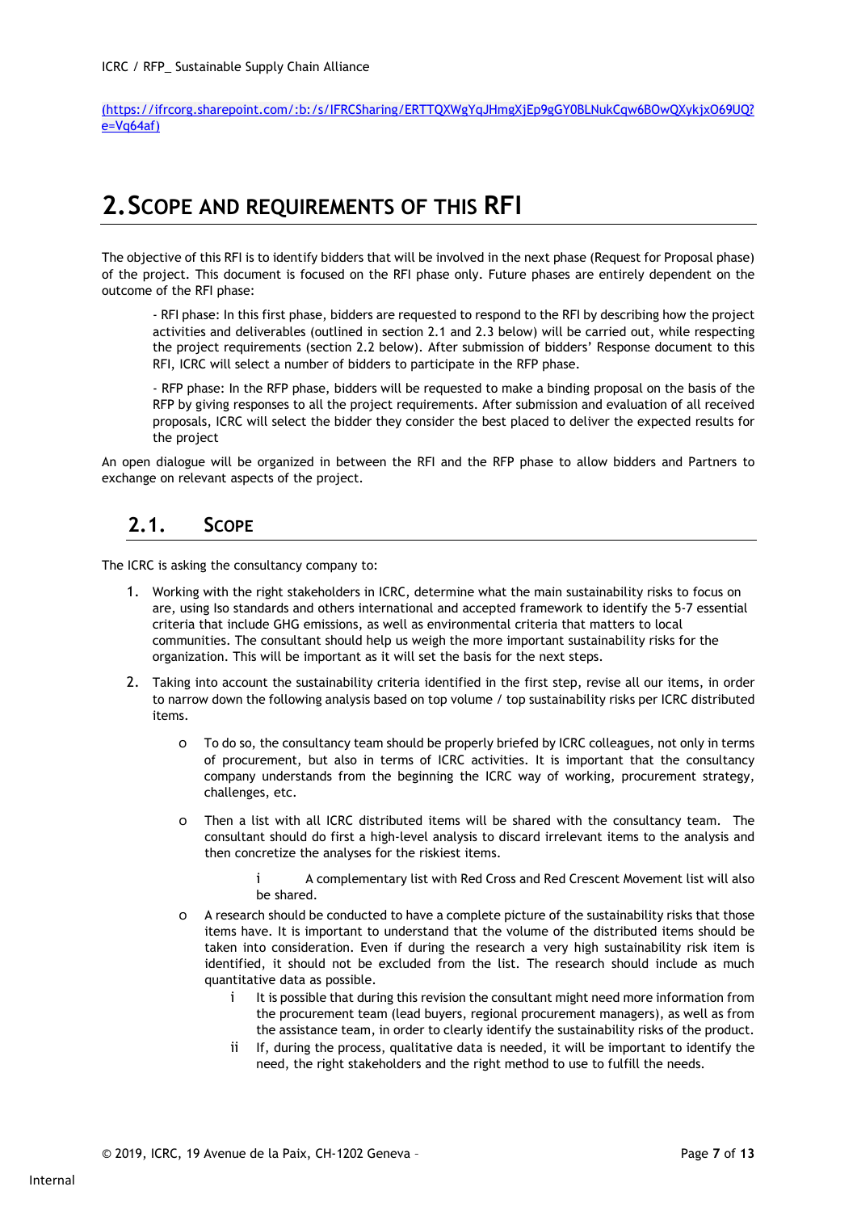(https://ifrcorg.sharepoint.com/:b:/s/IFRCSharing/ERTTQXWgYqJHmgXjEp9gGY0BLNukCqw6BOwQXykjxO69UQ?e=Vq64af)

# 2. Scope and requirements of this RFI

The objective of this RFI is to identify bidders that will be involved in the next phase (Request for Proposal phase) of the project. This document is focused on the RFI phase only. Future phases are entirely dependent on the outcome of the RFI phase:

- RFI phase: In this first phase, bidders are requested to respond to the RFI by describing how the project activities and deliverables (outlined in section 2.1 and 2.3 below) will be carried out, while respecting the project requirements (section 2.2 below). After submission of bidders' Response document to this RFI, ICRC will select a number of bidders to participate in the RFP phase.

- RFP phase: In the RFP phase, bidders will be requested to make a binding proposal on the basis of the RFP by giving responses to all the project requirements. After submission and evaluation of all received proposals, ICRC will select the bidder they consider the best placed to deliver the expected results for the project

An open dialogue will be organized in between the RFI and the RFP phase to allow bidders and Partners to exchange on relevant aspects of the project.

## 2.1. Scope

The ICRC is asking the consultancy company to:

1. Working with the right stakeholders in ICRC, determine what the main sustainability risks to focus on are, using Iso standards and others international and accepted framework to identify the 5-7 essential criteria that include GHG emissions, as well as environmental criteria that matters to local communities. The consultant should help us weigh the more important sustainability risks for the organization. This will be important as it will set the basis for the next steps.
2. Taking into account the sustainability criteria identified in the first step, revise all our items, in order to narrow down the following analysis based on top volume / top sustainability risks per ICRC distributed items.
    - To do so, the consultancy team should be properly briefed by ICRC colleagues, not only in terms of procurement, but also in terms of ICRC activities. It is important that the consultancy company understands from the beginning the ICRC way of working, procurement strategy, challenges, etc.
    - Then a list with all ICRC distributed items will be shared with the consultancy team. The consultant should do first a high-level analysis to discard irrelevant items to the analysis and then concretize the analyses for the riskiest items.
        i. A complementary list with Red Cross and Red Crescent Movement list will also be shared.
    - A research should be conducted to have a complete picture of the sustainability risks that those items have. It is important to understand that the volume of the distributed items should be taken into consideration. Even if during the research a very high sustainability risk item is identified, it should not be excluded from the list. The research should include as much quantitative data as possible.
        i. It is possible that during this revision the consultant might need more information from the procurement team (lead buyers, regional procurement managers), as well as from the assistance team, in order to clearly identify the sustainability risks of the product.
        ii. If, during the process, qualitative data is needed, it will be important to identify the need, the right stakeholders and the right method to use to fulfill the needs.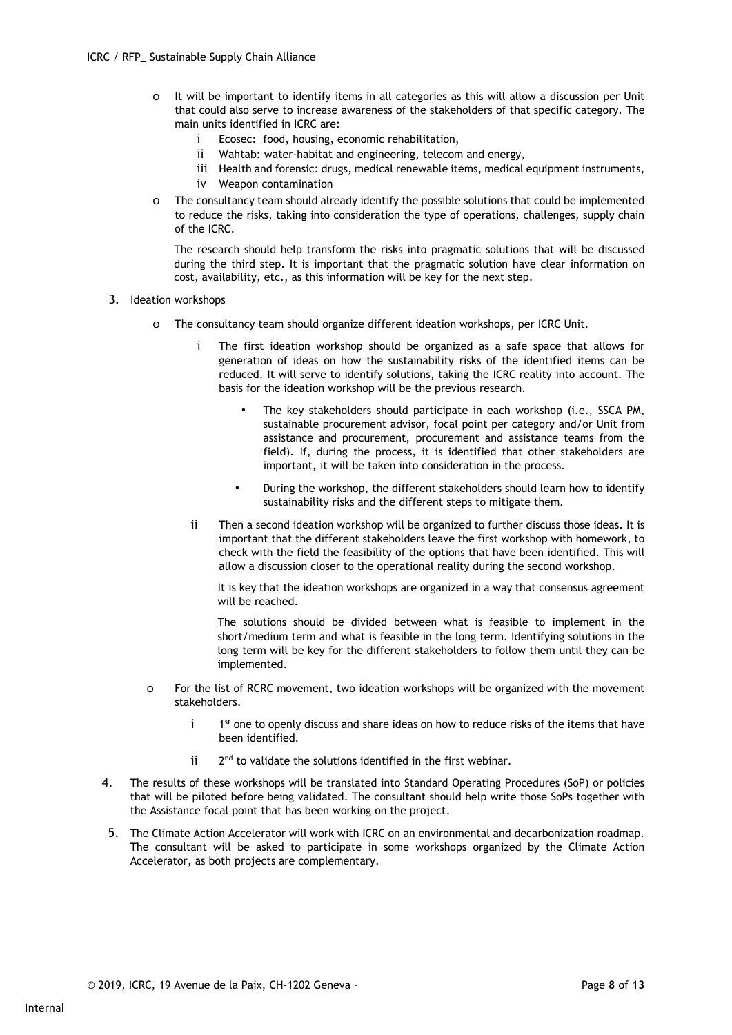- It will be important to identify items in all categories as this will allow a discussion per Unit that could also serve to increase awareness of the stakeholders of that specific category. The main units identified in ICRC are:
  - i Ecosec: food, housing, economic rehabilitation,
  - ii Wahtab: water-habitat and engineering, telecom and energy,
  - iii Health and forensic: drugs, medical renewable items, medical equipment instruments,
  - iv Weapon contamination
- The consultancy team should already identify the possible solutions that could be implemented to reduce the risks, taking into consideration the type of operations, challenges, supply chain of the ICRC.

  The research should help transform the risks into pragmatic solutions that will be discussed during the third step. It is important that the pragmatic solution have clear information on cost, availability, etc., as this information will be key for the next step.

3. Ideation workshops
   - The consultancy team should organize different ideation workshops, per ICRC Unit.
     - i The first ideation workshop should be organized as a safe space that allows for generation of ideas on how the sustainability risks of the identified items can be reduced. It will serve to identify solutions, taking the ICRC reality into account. The basis for the ideation workshop will be the previous research.
       - The key stakeholders should participate in each workshop (i.e., SSCA PM, sustainable procurement advisor, focal point per category and/or Unit from assistance and procurement, procurement and assistance teams from the field). If, during the process, it is identified that other stakeholders are important, it will be taken into consideration in the process.
       - During the workshop, the different stakeholders should learn how to identify sustainability risks and the different steps to mitigate them.
     - ii Then a second ideation workshop will be organized to further discuss those ideas. It is important that the different stakeholders leave the first workshop with homework, to check with the field the feasibility of the options that have been identified. This will allow a discussion closer to the operational reality during the second workshop.

       It is key that the ideation workshops are organized in a way that consensus agreement will be reached.

       The solutions should be divided between what is feasible to implement in the short/medium term and what is feasible in the long term. Identifying solutions in the long term will be key for the different stakeholders to follow them until they can be implemented.
   - For the list of RCRC movement, two ideation workshops will be organized with the movement stakeholders.
     - i 1st one to openly discuss and share ideas on how to reduce risks of the items that have been identified.
     - ii 2nd to validate the solutions identified in the first webinar.
4. The results of these workshops will be translated into Standard Operating Procedures (SoP) or policies that will be piloted before being validated. The consultant should help write those SoPs together with the Assistance focal point that has been working on the project.
5. The Climate Action Accelerator will work with ICRC on an environmental and decarbonization roadmap. The consultant will be asked to participate in some workshops organized by the Climate Action Accelerator, as both projects are complementary.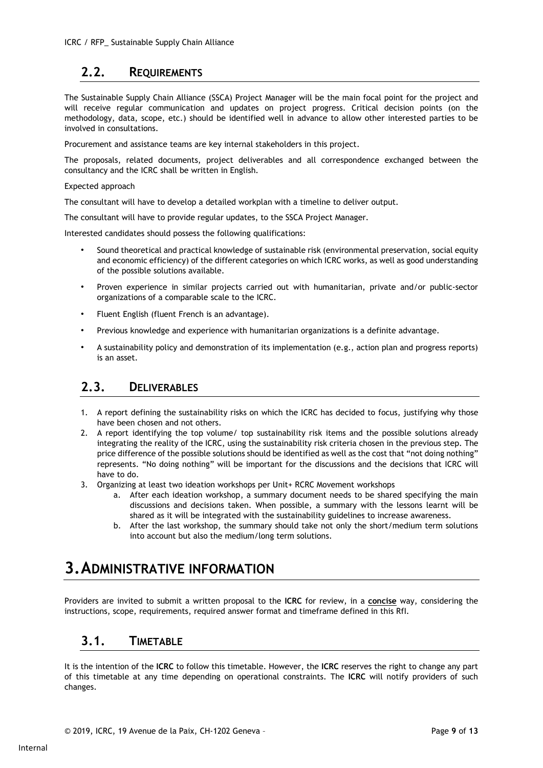## 2.2. REQUIREMENTS

The Sustainable Supply Chain Alliance (SSCA) Project Manager will be the main focal point for the project and will receive regular communication and updates on project progress. Critical decision points (on the methodology, data, scope, etc.) should be identified well in advance to allow other interested parties to be involved in consultations.

Procurement and assistance teams are key internal stakeholders in this project.

The proposals, related documents, project deliverables and all correspondence exchanged between the consultancy and the ICRC shall be written in English.

Expected approach

The consultant will have to develop a detailed workplan with a timeline to deliver output.

The consultant will have to provide regular updates, to the SSCA Project Manager.

Interested candidates should possess the following qualifications:

- Sound theoretical and practical knowledge of sustainable risk (environmental preservation, social equity and economic efficiency) of the different categories on which ICRC works, as well as good understanding of the possible solutions available.
- Proven experience in similar projects carried out with humanitarian, private and/or public-sector organizations of a comparable scale to the ICRC.
- Fluent English (fluent French is an advantage).
- Previous knowledge and experience with humanitarian organizations is a definite advantage.
- A sustainability policy and demonstration of its implementation (e.g., action plan and progress reports) is an asset.

## 2.3. DELIVERABLES

1. A report defining the sustainability risks on which the ICRC has decided to focus, justifying why those have been chosen and not others.
2. A report identifying the top volume/ top sustainability risk items and the possible solutions already integrating the reality of the ICRC, using the sustainability risk criteria chosen in the previous step. The price difference of the possible solutions should be identified as well as the cost that "not doing nothing" represents. "No doing nothing" will be important for the discussions and the decisions that ICRC will have to do.
3. Organizing at least two ideation workshops per Unit+ RCRC Movement workshops
   a. After each ideation workshop, a summary document needs to be shared specifying the main discussions and decisions taken. When possible, a summary with the lessons learnt will be shared as it will be integrated with the sustainability guidelines to increase awareness.
   b. After the last workshop, the summary should take not only the short/medium term solutions into account but also the medium/long term solutions.

# 3. ADMINISTRATIVE INFORMATION

Providers are invited to submit a written proposal to the **ICRC** for review, in a **concise** way, considering the instructions, scope, requirements, required answer format and timeframe defined in this RfI.

## 3.1. TIMETABLE

It is the intention of the **ICRC** to follow this timetable. However, the **ICRC** reserves the right to change any part of this timetable at any time depending on operational constraints. The **ICRC** will notify providers of such changes.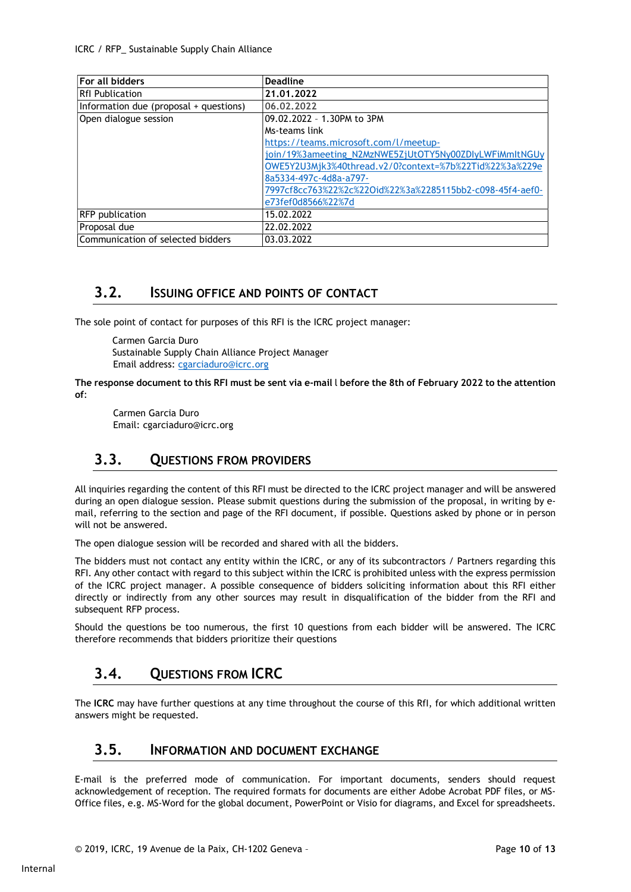| For all bidders | Deadline |
|---|---|
| RfI Publication | **21.01.2022** |
| Information due (proposal + questions) | **06.02.2022** |
| Open dialogue session | 09.02.2022 – 1.30PM to 3PM<br>Ms-teams link<br>https://teams.microsoft.com/l/meetup-join/19%3ameeting_N2MzNWE5ZjUtOTY5Ny00ZDIyLWFiMmItNGUyOWE5Y2U3Mjk3%40thread.v2/0?context=%7b%22Tid%22%3a%229e8a5334-497c-4d8a-a797-7997cf8cc763%22%2c%22Oid%22%3a%2285115bb2-c098-45f4-aef0-e73fef0d8566%22%7d |
| RFP publication | 15.02.2022 |
| Proposal due | 22.02.2022 |
| Communication of selected bidders | 03.03.2022 |

## 3.2. Issuing office and points of contact

The sole point of contact for purposes of this RFI is the ICRC project manager:

Carmen Garcia Duro
Sustainable Supply Chain Alliance Project Manager
Email address: cgarciaduro@icrc.org

**The response document to this RFI must be sent via e-mail l before the 8th of February 2022 to the attention of**:

Carmen Garcia Duro
Email: cgarciaduro@icrc.org

## 3.3. Questions from providers

All inquiries regarding the content of this RFI must be directed to the ICRC project manager and will be answered during an open dialogue session. Please submit questions during the submission of the proposal, in writing by e-mail, referring to the section and page of the RFI document, if possible. Questions asked by phone or in person will not be answered.

The open dialogue session will be recorded and shared with all the bidders.

The bidders must not contact any entity within the ICRC, or any of its subcontractors / Partners regarding this RFI. Any other contact with regard to this subject within the ICRC is prohibited unless with the express permission of the ICRC project manager. A possible consequence of bidders soliciting information about this RFI either directly or indirectly from any other sources may result in disqualification of the bidder from the RFI and subsequent RFP process.

Should the questions be too numerous, the first 10 questions from each bidder will be answered. The ICRC therefore recommends that bidders prioritize their questions

## 3.4. Questions from ICRC

The **ICRC** may have further questions at any time throughout the course of this RfI, for which additional written answers might be requested.

## 3.5. Information and document exchange

E-mail is the preferred mode of communication. For important documents, senders should request acknowledgement of reception. The required formats for documents are either Adobe Acrobat PDF files, or MS-Office files, e.g. MS-Word for the global document, PowerPoint or Visio for diagrams, and Excel for spreadsheets.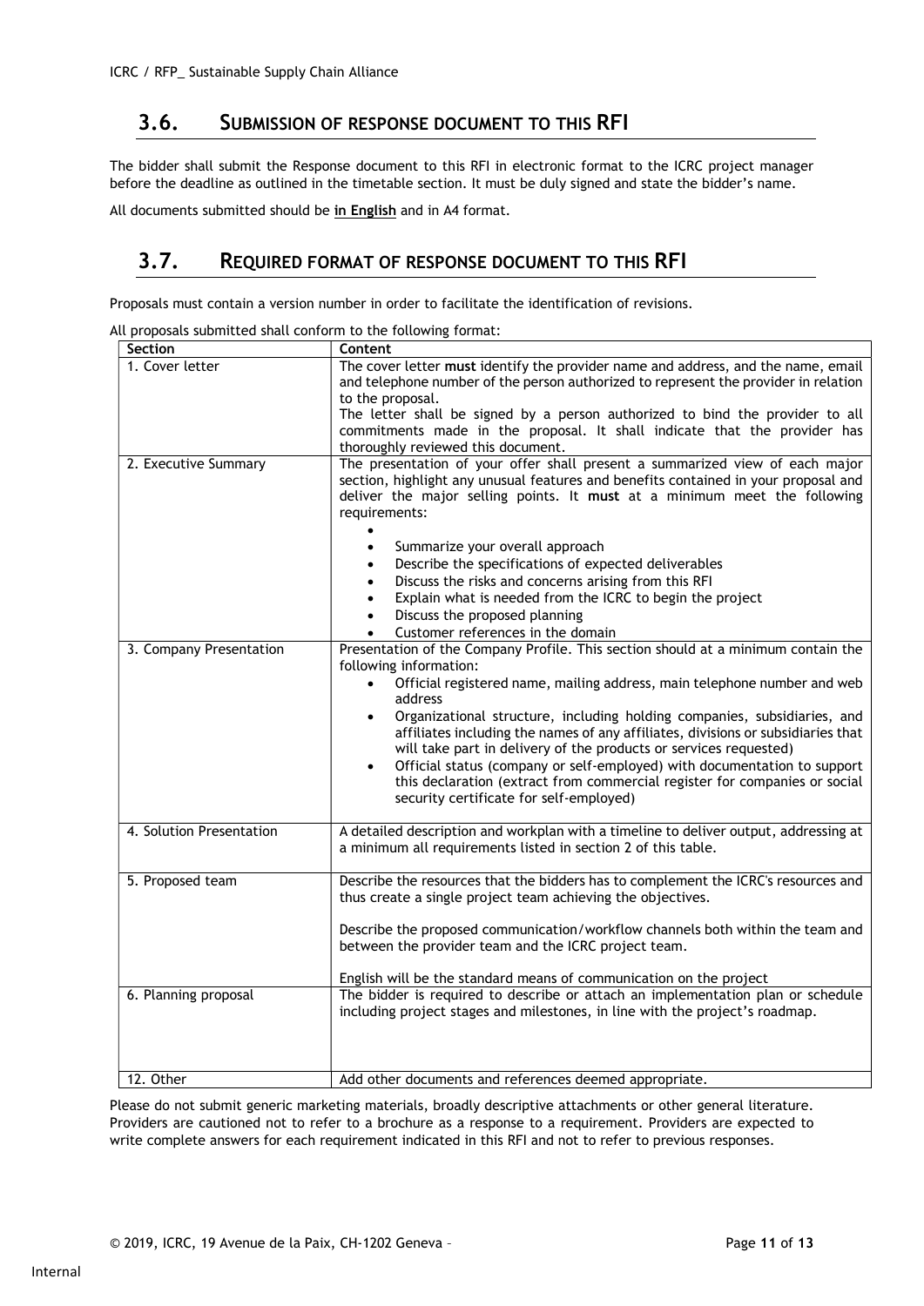## 3.6. SUBMISSION OF RESPONSE DOCUMENT TO THIS RFI

The bidder shall submit the Response document to this RFI in electronic format to the ICRC project manager before the deadline as outlined in the timetable section. It must be duly signed and state the bidder's name.

All documents submitted should be **in English** and in A4 format.

## 3.7. REQUIRED FORMAT OF RESPONSE DOCUMENT TO THIS RFI

Proposals must contain a version number in order to facilitate the identification of revisions.

All proposals submitted shall conform to the following format:

| Section | Content |
|---|---|
| 1. Cover letter | The cover letter **must** identify the provider name and address, and the name, email and telephone number of the person authorized to represent the provider in relation to the proposal.<br>The letter shall be signed by a person authorized to bind the provider to all commitments made in the proposal. It shall indicate that the provider has thoroughly reviewed this document. |
| 2. Executive Summary | The presentation of your offer shall present a summarized view of each major section, highlight any unusual features and benefits contained in your proposal and deliver the major selling points. It **must** at a minimum meet the following requirements:<br>• <br>• Summarize your overall approach<br>• Describe the specifications of expected deliverables<br>• Discuss the risks and concerns arising from this RFI<br>• Explain what is needed from the ICRC to begin the project<br>• Discuss the proposed planning<br>• Customer references in the domain |
| 3. Company Presentation | Presentation of the Company Profile. This section should at a minimum contain the following information:<br>• Official registered name, mailing address, main telephone number and web address<br>• Organizational structure, including holding companies, subsidiaries, and affiliates including the names of any affiliates, divisions or subsidiaries that will take part in delivery of the products or services requested)<br>• Official status (company or self-employed) with documentation to support this declaration (extract from commercial register for companies or social security certificate for self-employed) |
| 4. Solution Presentation | A detailed description and workplan with a timeline to deliver output, addressing at a minimum all requirements listed in section 2 of this table. |
| 5. Proposed team | Describe the resources that the bidders has to complement the ICRC's resources and thus create a single project team achieving the objectives.<br><br>Describe the proposed communication/workflow channels both within the team and between the provider team and the ICRC project team.<br><br>English will be the standard means of communication on the project |
| 6. Planning proposal | The bidder is required to describe or attach an implementation plan or schedule including project stages and milestones, in line with the project's roadmap. |
| 12. Other | Add other documents and references deemed appropriate. |

Please do not submit generic marketing materials, broadly descriptive attachments or other general literature. Providers are cautioned not to refer to a brochure as a response to a requirement. Providers are expected to write complete answers for each requirement indicated in this RFI and not to refer to previous responses.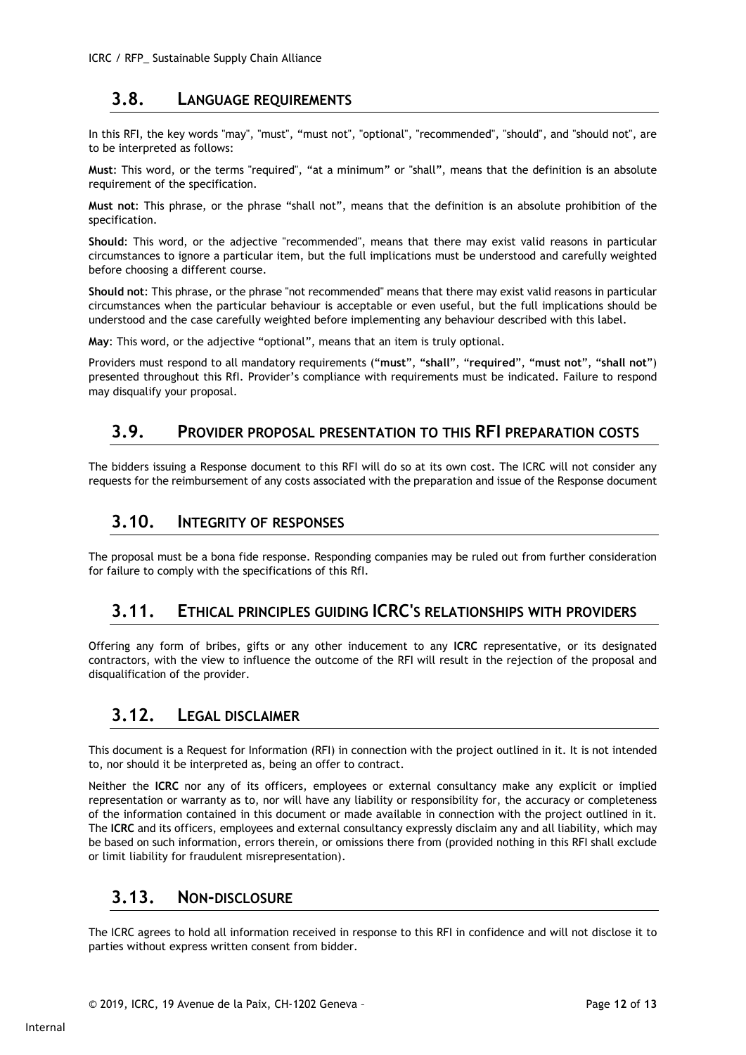## 3.8. LANGUAGE REQUIREMENTS

In this RFI, the key words "may", "must", "must not", "optional", "recommended", "should", and "should not", are to be interpreted as follows:

**Must**: This word, or the terms "required", "at a minimum" or "shall", means that the definition is an absolute requirement of the specification.

**Must not**: This phrase, or the phrase "shall not", means that the definition is an absolute prohibition of the specification.

**Should**: This word, or the adjective "recommended", means that there may exist valid reasons in particular circumstances to ignore a particular item, but the full implications must be understood and carefully weighted before choosing a different course.

**Should not**: This phrase, or the phrase "not recommended" means that there may exist valid reasons in particular circumstances when the particular behaviour is acceptable or even useful, but the full implications should be understood and the case carefully weighted before implementing any behaviour described with this label.

**May**: This word, or the adjective "optional", means that an item is truly optional.

Providers must respond to all mandatory requirements ("**must**", "**shall**", "**required**", "**must not**", "**shall not**") presented throughout this RfI. Provider's compliance with requirements must be indicated. Failure to respond may disqualify your proposal.

## 3.9. PROVIDER PROPOSAL PRESENTATION TO THIS RFI PREPARATION COSTS

The bidders issuing a Response document to this RFI will do so at its own cost. The ICRC will not consider any requests for the reimbursement of any costs associated with the preparation and issue of the Response document

## 3.10. INTEGRITY OF RESPONSES

The proposal must be a bona fide response. Responding companies may be ruled out from further consideration for failure to comply with the specifications of this RfI.

## 3.11. ETHICAL PRINCIPLES GUIDING ICRC'S RELATIONSHIPS WITH PROVIDERS

Offering any form of bribes, gifts or any other inducement to any **ICRC** representative, or its designated contractors, with the view to influence the outcome of the RFI will result in the rejection of the proposal and disqualification of the provider.

## 3.12. LEGAL DISCLAIMER

This document is a Request for Information (RFI) in connection with the project outlined in it. It is not intended to, nor should it be interpreted as, being an offer to contract.

Neither the **ICRC** nor any of its officers, employees or external consultancy make any explicit or implied representation or warranty as to, nor will have any liability or responsibility for, the accuracy or completeness of the information contained in this document or made available in connection with the project outlined in it. The **ICRC** and its officers, employees and external consultancy expressly disclaim any and all liability, which may be based on such information, errors therein, or omissions there from (provided nothing in this RFI shall exclude or limit liability for fraudulent misrepresentation).

## 3.13. NON-DISCLOSURE

The ICRC agrees to hold all information received in response to this RFI in confidence and will not disclose it to parties without express written consent from bidder.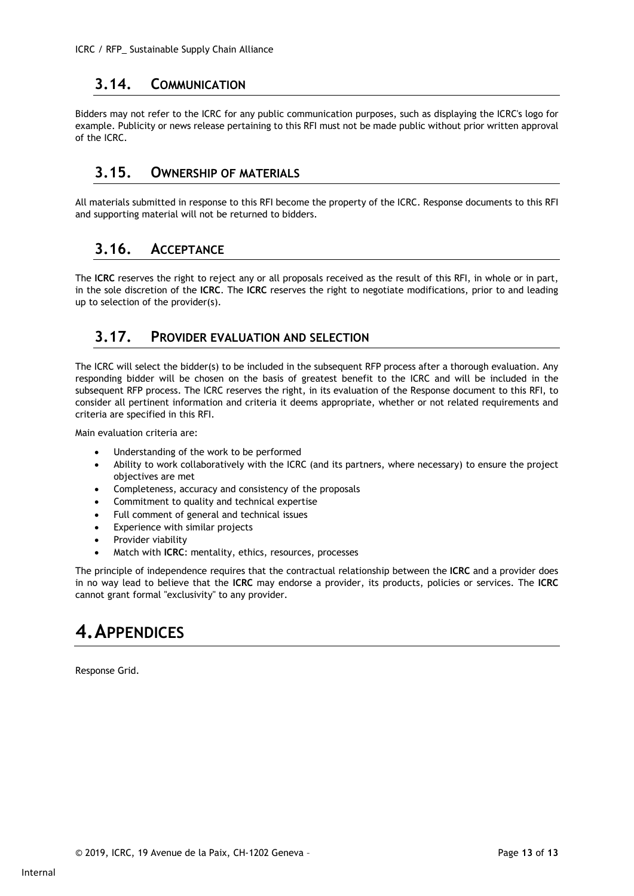## 3.14. Communication

Bidders may not refer to the ICRC for any public communication purposes, such as displaying the ICRC's logo for example. Publicity or news release pertaining to this RFI must not be made public without prior written approval of the ICRC.

## 3.15. Ownership of materials

All materials submitted in response to this RFI become the property of the ICRC. Response documents to this RFI and supporting material will not be returned to bidders.

## 3.16. Acceptance

The **ICRC** reserves the right to reject any or all proposals received as the result of this RFI, in whole or in part, in the sole discretion of the **ICRC**. The **ICRC** reserves the right to negotiate modifications, prior to and leading up to selection of the provider(s).

## 3.17. Provider evaluation and selection

The ICRC will select the bidder(s) to be included in the subsequent RFP process after a thorough evaluation. Any responding bidder will be chosen on the basis of greatest benefit to the ICRC and will be included in the subsequent RFP process. The ICRC reserves the right, in its evaluation of the Response document to this RFI, to consider all pertinent information and criteria it deems appropriate, whether or not related requirements and criteria are specified in this RFI.

Main evaluation criteria are:

- Understanding of the work to be performed
- Ability to work collaboratively with the ICRC (and its partners, where necessary) to ensure the project objectives are met
- Completeness, accuracy and consistency of the proposals
- Commitment to quality and technical expertise
- Full comment of general and technical issues
- Experience with similar projects
- Provider viability
- Match with **ICRC**: mentality, ethics, resources, processes

The principle of independence requires that the contractual relationship between the **ICRC** and a provider does in no way lead to believe that the **ICRC** may endorse a provider, its products, policies or services. The **ICRC** cannot grant formal "exclusivity" to any provider.

# 4. Appendices

Response Grid.